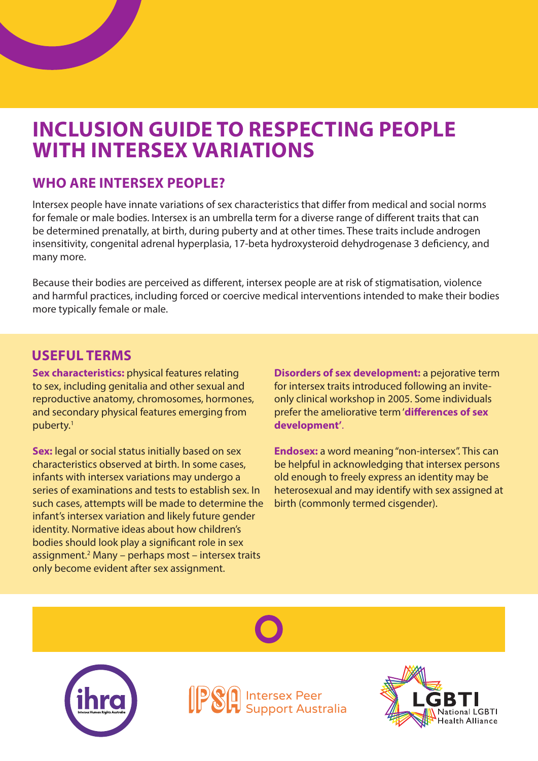# INCLUSION GUIDE TO RESPECTING PEOPLE WITH INTERSEX VARIATIONS

## WHO ARE INTERSEX PEOPLE?

Intersex people have innate variations of sex characteristics that differ from medical and social norms for female or male bodies. Intersex is an umbrella term for a diverse range of different traits that can be determined prenatally, at birth, during puberty and at other times. These traits include androgen insensitivity, congenital adrenal hyperplasia, 17-beta hydroxysteroid dehydrogenase 3 deficiency, and many more.

Because their bodies are perceived as different, intersex people are at risk of stigmatisation, violence and harmful practices, including forced or coercive medical interventions intended to make their bodies more typically female or male.

## USEFUL TERMS

**Sex characteristics:** physical features relating to sex, including genitalia and other sexual and reproductive anatomy, chromosomes, hormones, and secondary physical features emerging from puberty.[1]

**Sex:** legal or social status initially based on sex characteristics observed at birth. In some cases, infants with intersex variations may undergo a series of examinations and tests to establish sex. In such cases, attempts will be made to determine the infant's intersex variation and likely future gender identity. Normative ideas about how children's bodies should look play a significant role in sex assignment.[2] Many – perhaps most – intersex traits only become evident after sex assignment.

**Disorders of sex development:** a pejorative term for intersex traits introduced following an invite-only clinical workshop in 2005. Some individuals prefer the ameliorative term '**differences of sex development'**.

**Endosex:** a word meaning "non-intersex". This can be helpful in acknowledging that intersex persons old enough to freely express an identity may be heterosexual and may identify with sex assigned at birth (commonly termed cisgender).

ihra Intersex Human Rights Australia

IPSA Intersex Peer Support Australia

LGBTI National LGBTI Health Alliance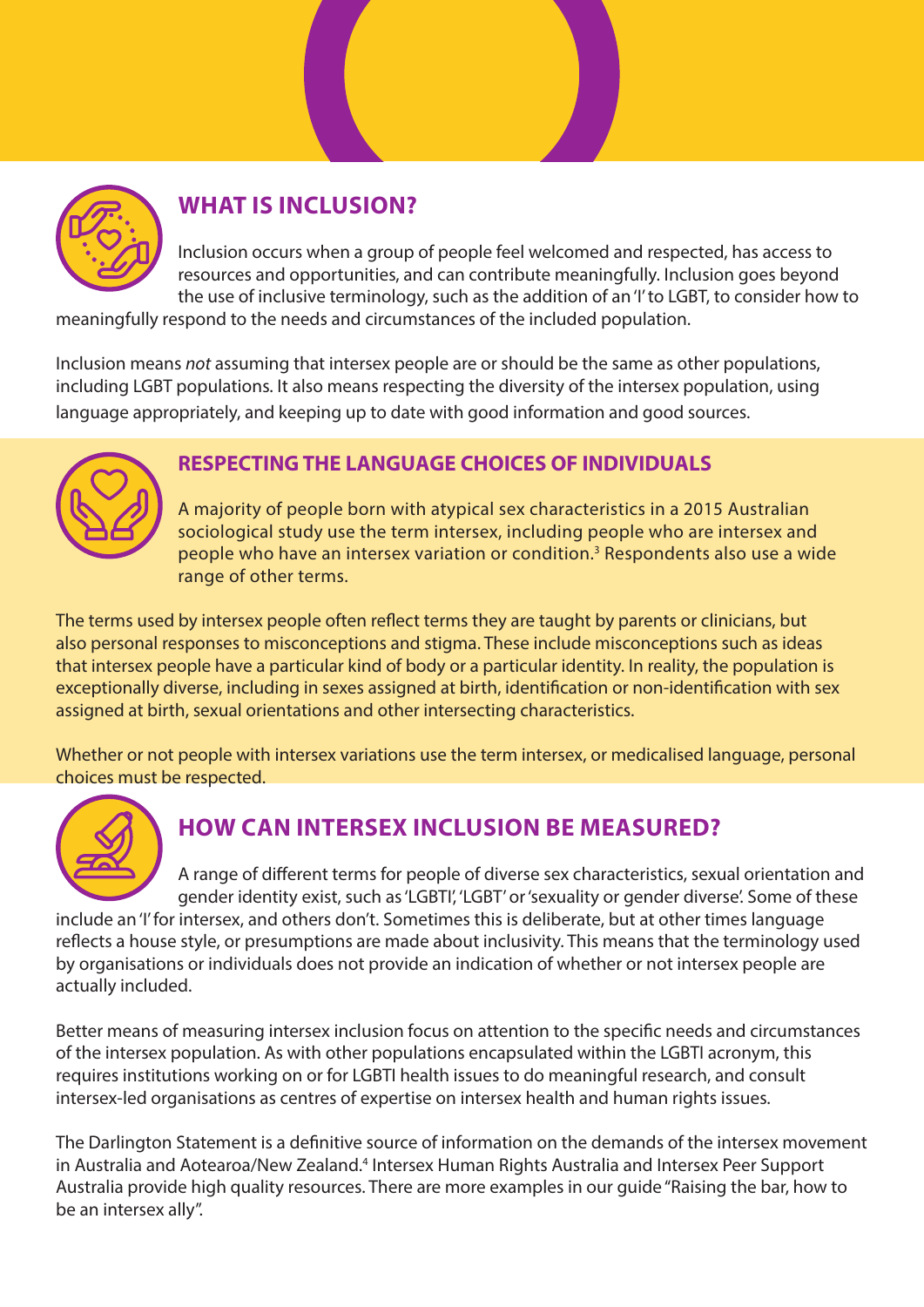## WHAT IS INCLUSION?

Inclusion occurs when a group of people feel welcomed and respected, has access to resources and opportunities, and can contribute meaningfully. Inclusion goes beyond the use of inclusive terminology, such as the addition of an 'I' to LGBT, to consider how to meaningfully respond to the needs and circumstances of the included population.

Inclusion means *not* assuming that intersex people are or should be the same as other populations, including LGBT populations. It also means respecting the diversity of the intersex population, using language appropriately, and keeping up to date with good information and good sources.

## RESPECTING THE LANGUAGE CHOICES OF INDIVIDUALS

A majority of people born with atypical sex characteristics in a 2015 Australian sociological study use the term intersex, including people who are intersex and people who have an intersex variation or condition.[3] Respondents also use a wide range of other terms.

The terms used by intersex people often reflect terms they are taught by parents or clinicians, but also personal responses to misconceptions and stigma. These include misconceptions such as ideas that intersex people have a particular kind of body or a particular identity. In reality, the population is exceptionally diverse, including in sexes assigned at birth, identification or non-identification with sex assigned at birth, sexual orientations and other intersecting characteristics.

Whether or not people with intersex variations use the term intersex, or medicalised language, personal choices must be respected.

## HOW CAN INTERSEX INCLUSION BE MEASURED?

A range of different terms for people of diverse sex characteristics, sexual orientation and gender identity exist, such as 'LGBTI', 'LGBT' or 'sexuality or gender diverse'. Some of these include an 'I' for intersex, and others don't. Sometimes this is deliberate, but at other times language reflects a house style, or presumptions are made about inclusivity. This means that the terminology used by organisations or individuals does not provide an indication of whether or not intersex people are actually included.

Better means of measuring intersex inclusion focus on attention to the specific needs and circumstances of the intersex population. As with other populations encapsulated within the LGBTI acronym, this requires institutions working on or for LGBTI health issues to do meaningful research, and consult intersex-led organisations as centres of expertise on intersex health and human rights issues.

The Darlington Statement is a definitive source of information on the demands of the intersex movement in Australia and Aotearoa/New Zealand.[4] Intersex Human Rights Australia and Intersex Peer Support Australia provide high quality resources. There are more examples in our guide "Raising the bar, how to be an intersex ally".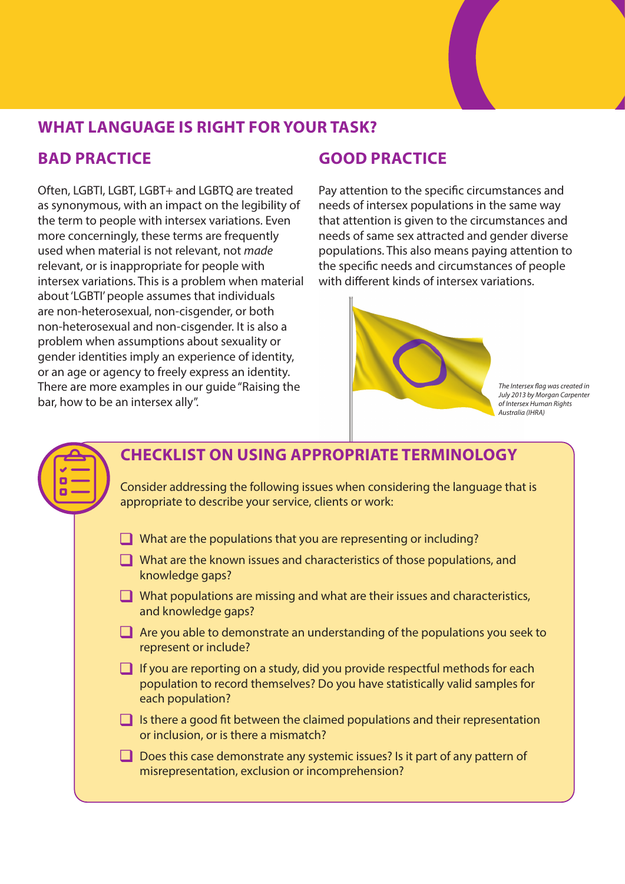## WHAT LANGUAGE IS RIGHT FOR YOUR TASK?

### BAD PRACTICE

Often, LGBTI, LGBT, LGBT+ and LGBTQ are treated as synonymous, with an impact on the legibility of the term to people with intersex variations. Even more concerningly, these terms are frequently used when material is not relevant, not *made* relevant, or is inappropriate for people with intersex variations. This is a problem when material about 'LGBTI' people assumes that individuals are non-heterosexual, non-cisgender, or both non-heterosexual and non-cisgender. It is also a problem when assumptions about sexuality or gender identities imply an experience of identity, or an age or agency to freely express an identity. There are more examples in our guide "Raising the bar, how to be an intersex ally".

### GOOD PRACTICE

Pay attention to the specific circumstances and needs of intersex populations in the same way that attention is given to the circumstances and needs of same sex attracted and gender diverse populations. This also means paying attention to the specific needs and circumstances of people with different kinds of intersex variations.

*The Intersex flag was created in July 2013 by Morgan Carpenter of Intersex Human Rights Australia (IHRA)*

### CHECKLIST ON USING APPROPRIATE TERMINOLOGY

Consider addressing the following issues when considering the language that is appropriate to describe your service, clients or work:

- [ ] What are the populations that you are representing or including?
- [ ] What are the known issues and characteristics of those populations, and knowledge gaps?
- [ ] What populations are missing and what are their issues and characteristics, and knowledge gaps?
- [ ] Are you able to demonstrate an understanding of the populations you seek to represent or include?
- [ ] If you are reporting on a study, did you provide respectful methods for each population to record themselves? Do you have statistically valid samples for each population?
- [ ] Is there a good fit between the claimed populations and their representation or inclusion, or is there a mismatch?
- [ ] Does this case demonstrate any systemic issues? Is it part of any pattern of misrepresentation, exclusion or incomprehension?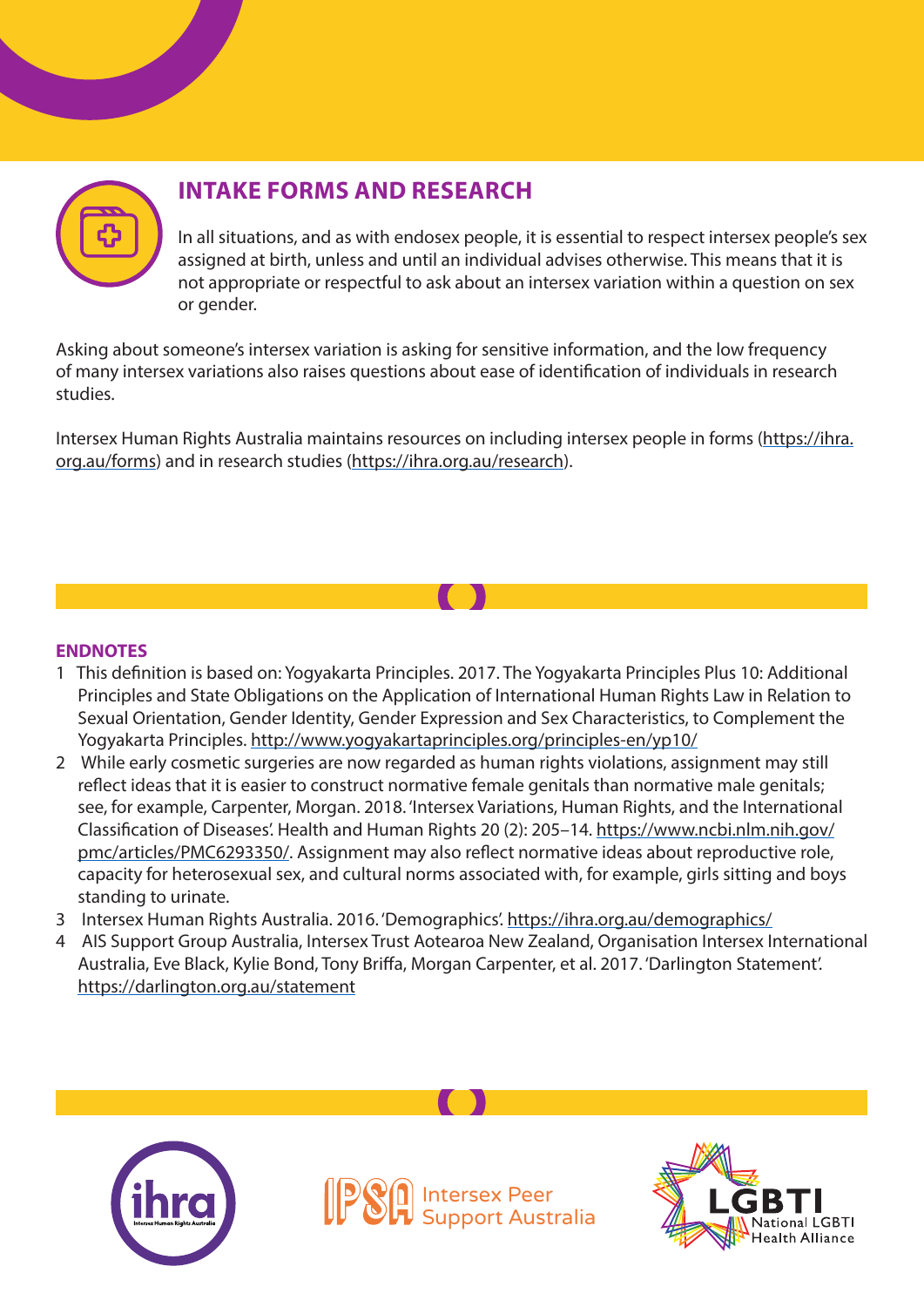## INTAKE FORMS AND RESEARCH

In all situations, and as with endosex people, it is essential to respect intersex people's sex assigned at birth, unless and until an individual advises otherwise. This means that it is not appropriate or respectful to ask about an intersex variation within a question on sex or gender.

Asking about someone's intersex variation is asking for sensitive information, and the low frequency of many intersex variations also raises questions about ease of identification of individuals in research studies.

Intersex Human Rights Australia maintains resources on including intersex people in forms (https://ihra.org.au/forms) and in research studies (https://ihra.org.au/research).

### ENDNOTES

1. This definition is based on: Yogyakarta Principles. 2017. The Yogyakarta Principles Plus 10: Additional Principles and State Obligations on the Application of International Human Rights Law in Relation to Sexual Orientation, Gender Identity, Gender Expression and Sex Characteristics, to Complement the Yogyakarta Principles. http://www.yogyakartaprinciples.org/principles-en/yp10/
2. While early cosmetic surgeries are now regarded as human rights violations, assignment may still reflect ideas that it is easier to construct normative female genitals than normative male genitals; see, for example, Carpenter, Morgan. 2018. 'Intersex Variations, Human Rights, and the International Classification of Diseases'. Health and Human Rights 20 (2): 205–14. https://www.ncbi.nlm.nih.gov/pmc/articles/PMC6293350/. Assignment may also reflect normative ideas about reproductive role, capacity for heterosexual sex, and cultural norms associated with, for example, girls sitting and boys standing to urinate.
3. Intersex Human Rights Australia. 2016. 'Demographics'. https://ihra.org.au/demographics/
4. AIS Support Group Australia, Intersex Trust Aotearoa New Zealand, Organisation Intersex International Australia, Eve Black, Kylie Bond, Tony Briffa, Morgan Carpenter, et al. 2017. 'Darlington Statement'. https://darlington.org.au/statement

ihra Intersex Human Rights Australia

IPSA Intersex Peer Support Australia

LGBTI National LGBTI Health Alliance